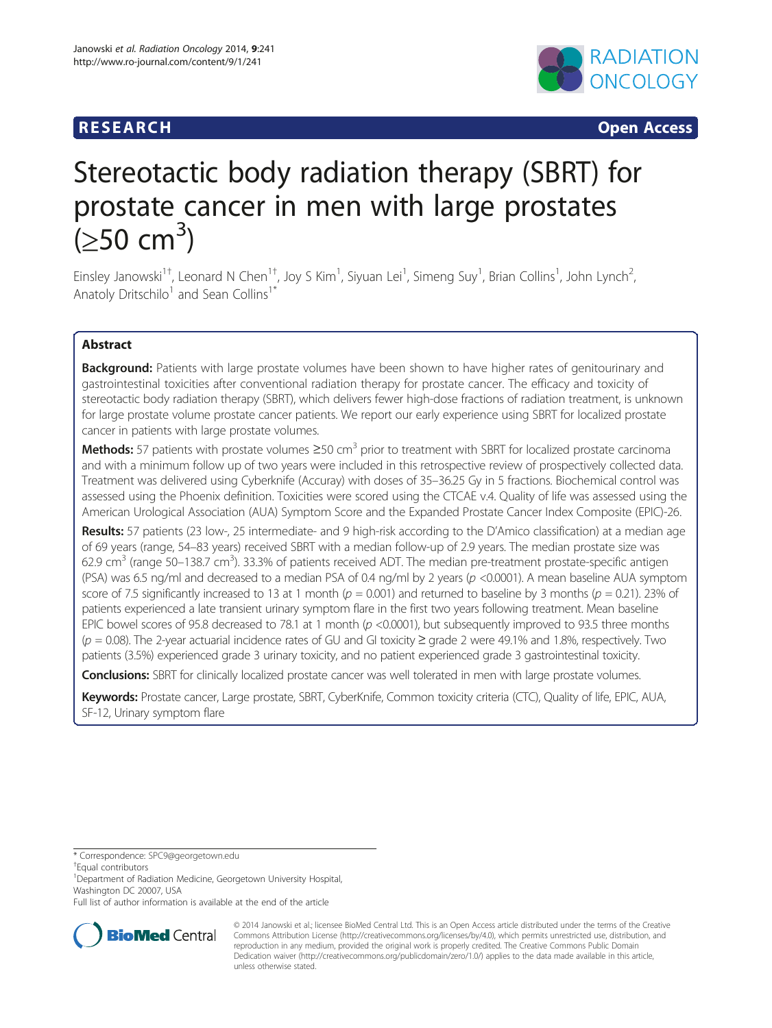RESEARCH Open Access

# Stereotactic body radiation therapy (SBRT) for prostate cancer in men with large prostates ($\geq$50 cm$^3$)

Einsley Janowski[1†], Leonard N Chen[1†], Joy S Kim[1], Siyuan Lei[1], Simeng Suy[1], Brian Collins[1], John Lynch[2], Anatoly Dritschilo[1] and Sean Collins[1*]

## Abstract

**Background:** Patients with large prostate volumes have been shown to have higher rates of genitourinary and gastrointestinal toxicities after conventional radiation therapy for prostate cancer. The efficacy and toxicity of stereotactic body radiation therapy (SBRT), which delivers fewer high-dose fractions of radiation treatment, is unknown for large prostate volume prostate cancer patients. We report our early experience using SBRT for localized prostate cancer in patients with large prostate volumes.

**Methods:** 57 patients with prostate volumes ≥50 cm$^3$ prior to treatment with SBRT for localized prostate carcinoma and with a minimum follow up of two years were included in this retrospective review of prospectively collected data. Treatment was delivered using Cyberknife (Accuray) with doses of 35–36.25 Gy in 5 fractions. Biochemical control was assessed using the Phoenix definition. Toxicities were scored using the CTCAE v.4. Quality of life was assessed using the American Urological Association (AUA) Symptom Score and the Expanded Prostate Cancer Index Composite (EPIC)-26.

**Results:** 57 patients (23 low-, 25 intermediate- and 9 high-risk according to the D'Amico classification) at a median age of 69 years (range, 54–83 years) received SBRT with a median follow-up of 2.9 years. The median prostate size was 62.9 cm$^3$ (range 50–138.7 cm$^3$). 33.3% of patients received ADT. The median pre-treatment prostate-specific antigen (PSA) was 6.5 ng/ml and decreased to a median PSA of 0.4 ng/ml by 2 years ($p$ <0.0001). A mean baseline AUA symptom score of 7.5 significantly increased to 13 at 1 month ($p$ = 0.001) and returned to baseline by 3 months ($p$ = 0.21). 23% of patients experienced a late transient urinary symptom flare in the first two years following treatment. Mean baseline EPIC bowel scores of 95.8 decreased to 78.1 at 1 month ($p$ <0.0001), but subsequently improved to 93.5 three months ($p$ = 0.08). The 2-year actuarial incidence rates of GU and GI toxicity ≥ grade 2 were 49.1% and 1.8%, respectively. Two patients (3.5%) experienced grade 3 urinary toxicity, and no patient experienced grade 3 gastrointestinal toxicity.

**Conclusions:** SBRT for clinically localized prostate cancer was well tolerated in men with large prostate volumes.

**Keywords:** Prostate cancer, Large prostate, SBRT, CyberKnife, Common toxicity criteria (CTC), Quality of life, EPIC, AUA, SF-12, Urinary symptom flare

* Correspondence: SPC9@georgetown.edu

†Equal contributors

[1]Department of Radiation Medicine, Georgetown University Hospital, Washington DC 20007, USA

Full list of author information is available at the end of the article

© 2014 Janowski et al.; licensee BioMed Central Ltd. This is an Open Access article distributed under the terms of the Creative Commons Attribution License (http://creativecommons.org/licenses/by/4.0), which permits unrestricted use, distribution, and reproduction in any medium, provided the original work is properly credited. The Creative Commons Public Domain Dedication waiver (http://creativecommons.org/publicdomain/zero/1.0/) applies to the data made available in this article, unless otherwise stated.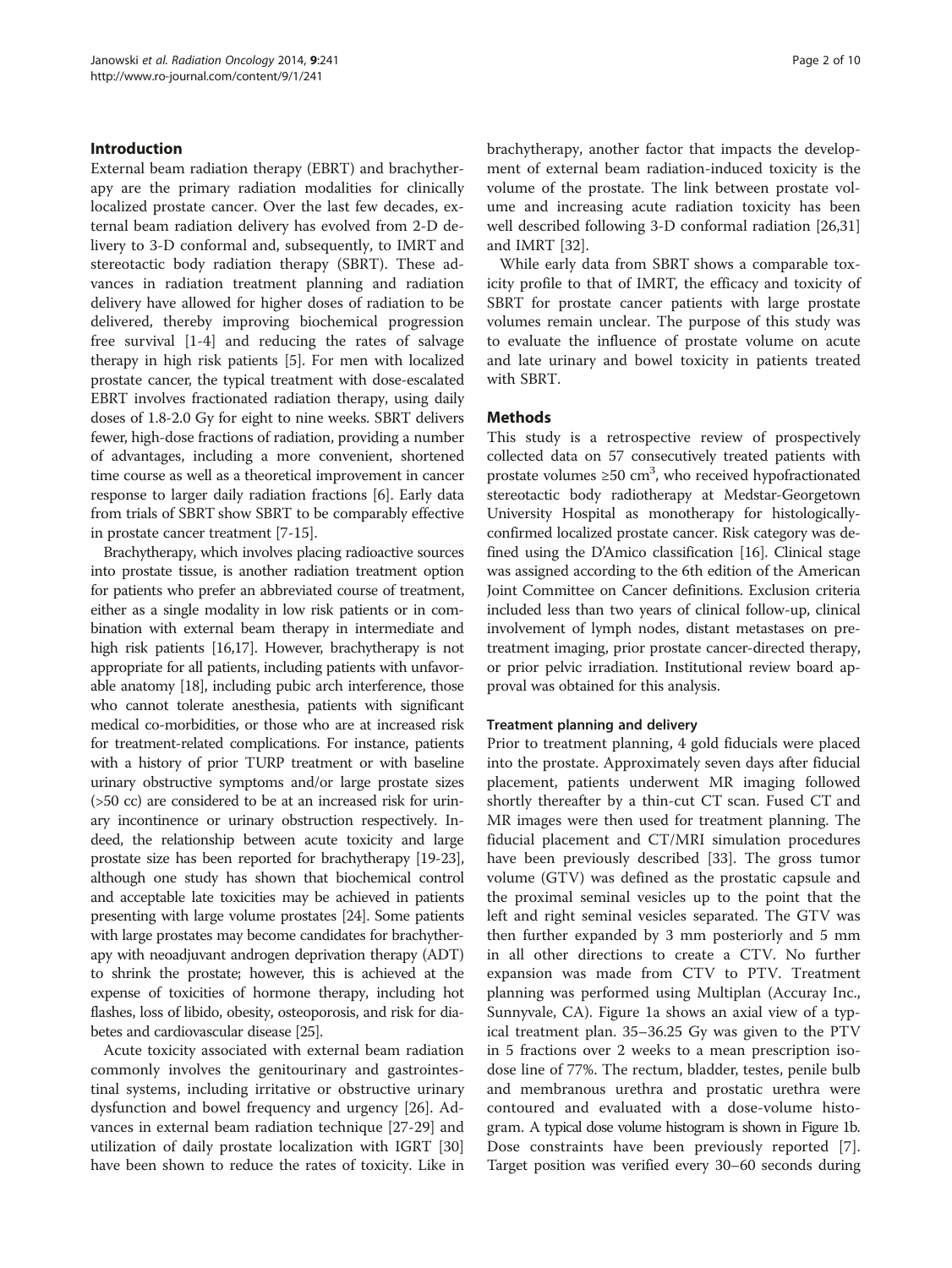## Introduction

External beam radiation therapy (EBRT) and brachytherapy are the primary radiation modalities for clinically localized prostate cancer. Over the last few decades, external beam radiation delivery has evolved from 2-D delivery to 3-D conformal and, subsequently, to IMRT and stereotactic body radiation therapy (SBRT). These advances in radiation treatment planning and radiation delivery have allowed for higher doses of radiation to be delivered, thereby improving biochemical progression free survival [1-4] and reducing the rates of salvage therapy in high risk patients [5]. For men with localized prostate cancer, the typical treatment with dose-escalated EBRT involves fractionated radiation therapy, using daily doses of 1.8-2.0 Gy for eight to nine weeks. SBRT delivers fewer, high-dose fractions of radiation, providing a number of advantages, including a more convenient, shortened time course as well as a theoretical improvement in cancer response to larger daily radiation fractions [6]. Early data from trials of SBRT show SBRT to be comparably effective in prostate cancer treatment [7-15].

Brachytherapy, which involves placing radioactive sources into prostate tissue, is another radiation treatment option for patients who prefer an abbreviated course of treatment, either as a single modality in low risk patients or in combination with external beam therapy in intermediate and high risk patients [16,17]. However, brachytherapy is not appropriate for all patients, including patients with unfavorable anatomy [18], including pubic arch interference, those who cannot tolerate anesthesia, patients with significant medical co-morbidities, or those who are at increased risk for treatment-related complications. For instance, patients with a history of prior TURP treatment or with baseline urinary obstructive symptoms and/or large prostate sizes (>50 cc) are considered to be at an increased risk for urinary incontinence or urinary obstruction respectively. Indeed, the relationship between acute toxicity and large prostate size has been reported for brachytherapy [19-23], although one study has shown that biochemical control and acceptable late toxicities may be achieved in patients presenting with large volume prostates [24]. Some patients with large prostates may become candidates for brachytherapy with neoadjuvant androgen deprivation therapy (ADT) to shrink the prostate; however, this is achieved at the expense of toxicities of hormone therapy, including hot flashes, loss of libido, obesity, osteoporosis, and risk for diabetes and cardiovascular disease [25].

Acute toxicity associated with external beam radiation commonly involves the genitourinary and gastrointestinal systems, including irritative or obstructive urinary dysfunction and bowel frequency and urgency [26]. Advances in external beam radiation technique [27-29] and utilization of daily prostate localization with IGRT [30] have been shown to reduce the rates of toxicity. Like in brachytherapy, another factor that impacts the development of external beam radiation-induced toxicity is the volume of the prostate. The link between prostate volume and increasing acute radiation toxicity has been well described following 3-D conformal radiation [26,31] and IMRT [32].

While early data from SBRT shows a comparable toxicity profile to that of IMRT, the efficacy and toxicity of SBRT for prostate cancer patients with large prostate volumes remain unclear. The purpose of this study was to evaluate the influence of prostate volume on acute and late urinary and bowel toxicity in patients treated with SBRT.

## Methods

This study is a retrospective review of prospectively collected data on 57 consecutively treated patients with prostate volumes $\geq 50$ $cm^3$, who received hypofractionated stereotactic body radiotherapy at Medstar-Georgetown University Hospital as monotherapy for histologically-confirmed localized prostate cancer. Risk category was defined using the D'Amico classification [16]. Clinical stage was assigned according to the 6th edition of the American Joint Committee on Cancer definitions. Exclusion criteria included less than two years of clinical follow-up, clinical involvement of lymph nodes, distant metastases on pretreatment imaging, prior prostate cancer-directed therapy, or prior pelvic irradiation. Institutional review board approval was obtained for this analysis.

### Treatment planning and delivery

Prior to treatment planning, 4 gold fiducials were placed into the prostate. Approximately seven days after fiducial placement, patients underwent MR imaging followed shortly thereafter by a thin-cut CT scan. Fused CT and MR images were then used for treatment planning. The fiducial placement and CT/MRI simulation procedures have been previously described [33]. The gross tumor volume (GTV) was defined as the prostatic capsule and the proximal seminal vesicles up to the point that the left and right seminal vesicles separated. The GTV was then further expanded by 3 mm posteriorly and 5 mm in all other directions to create a CTV. No further expansion was made from CTV to PTV. Treatment planning was performed using Multiplan (Accuray Inc., Sunnyvale, CA). Figure 1a shows an axial view of a typical treatment plan. 35–36.25 Gy was given to the PTV in 5 fractions over 2 weeks to a mean prescription isodose line of 77%. The rectum, bladder, testes, penile bulb and membranous urethra and prostatic urethra were contoured and evaluated with a dose-volume histogram. A typical dose volume histogram is shown in Figure 1b. Dose constraints have been previously reported [7]. Target position was verified every 30–60 seconds during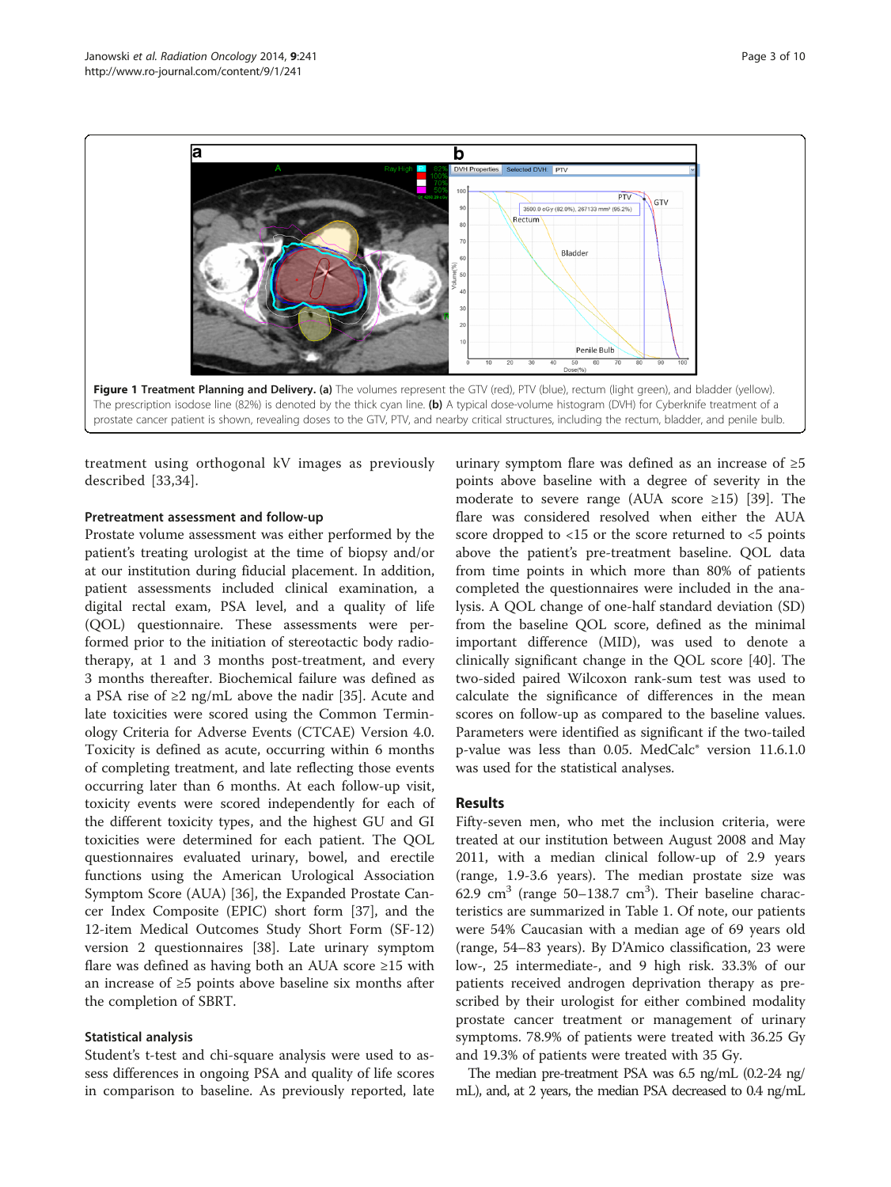**Figure 1 Treatment Planning and Delivery. (a)** The volumes represent the GTV (red), PTV (blue), rectum (light green), and bladder (yellow). The prescription isodose line (82%) is denoted by the thick cyan line. **(b)** A typical dose-volume histogram (DVH) for Cyberknife treatment of a prostate cancer patient is shown, revealing doses to the GTV, PTV, and nearby critical structures, including the rectum, bladder, and penile bulb.

treatment using orthogonal kV images as previously described [33,34].

### Pretreatment assessment and follow-up

Prostate volume assessment was either performed by the patient's treating urologist at the time of biopsy and/or at our institution during fiducial placement. In addition, patient assessments included clinical examination, a digital rectal exam, PSA level, and a quality of life (QOL) questionnaire. These assessments were performed prior to the initiation of stereotactic body radiotherapy, at 1 and 3 months post-treatment, and every 3 months thereafter. Biochemical failure was defined as a PSA rise of ≥2 ng/mL above the nadir [35]. Acute and late toxicities were scored using the Common Terminology Criteria for Adverse Events (CTCAE) Version 4.0. Toxicity is defined as acute, occurring within 6 months of completing treatment, and late reflecting those events occurring later than 6 months. At each follow-up visit, toxicity events were scored independently for each of the different toxicity types, and the highest GU and GI toxicities were determined for each patient. The QOL questionnaires evaluated urinary, bowel, and erectile functions using the American Urological Association Symptom Score (AUA) [36], the Expanded Prostate Cancer Index Composite (EPIC) short form [37], and the 12-item Medical Outcomes Study Short Form (SF-12) version 2 questionnaires [38]. Late urinary symptom flare was defined as having both an AUA score ≥15 with an increase of ≥5 points above baseline six months after the completion of SBRT.

### Statistical analysis

Student's t-test and chi-square analysis were used to assess differences in ongoing PSA and quality of life scores in comparison to baseline. As previously reported, late urinary symptom flare was defined as an increase of ≥5 points above baseline with a degree of severity in the moderate to severe range (AUA score ≥15) [39]. The flare was considered resolved when either the AUA score dropped to <15 or the score returned to <5 points above the patient's pre-treatment baseline. QOL data from time points in which more than 80% of patients completed the questionnaires were included in the analysis. A QOL change of one-half standard deviation (SD) from the baseline QOL score, defined as the minimal important difference (MID), was used to denote a clinically significant change in the QOL score [40]. The two-sided paired Wilcoxon rank-sum test was used to calculate the significance of differences in the mean scores on follow-up as compared to the baseline values. Parameters were identified as significant if the two-tailed p-value was less than 0.05. MedCalc® version 11.6.1.0 was used for the statistical analyses.

## Results

Fifty-seven men, who met the inclusion criteria, were treated at our institution between August 2008 and May 2011, with a median clinical follow-up of 2.9 years (range, 1.9-3.6 years). The median prostate size was 62.9 $cm^3$ (range 50–138.7 $cm^3$). Their baseline characteristics are summarized in Table 1. Of note, our patients were 54% Caucasian with a median age of 69 years old (range, 54–83 years). By D'Amico classification, 23 were low-, 25 intermediate-, and 9 high risk. 33.3% of our patients received androgen deprivation therapy as prescribed by their urologist for either combined modality prostate cancer treatment or management of urinary symptoms. 78.9% of patients were treated with 36.25 Gy and 19.3% of patients were treated with 35 Gy.

The median pre-treatment PSA was 6.5 ng/mL (0.2-24 ng/mL), and, at 2 years, the median PSA decreased to 0.4 ng/mL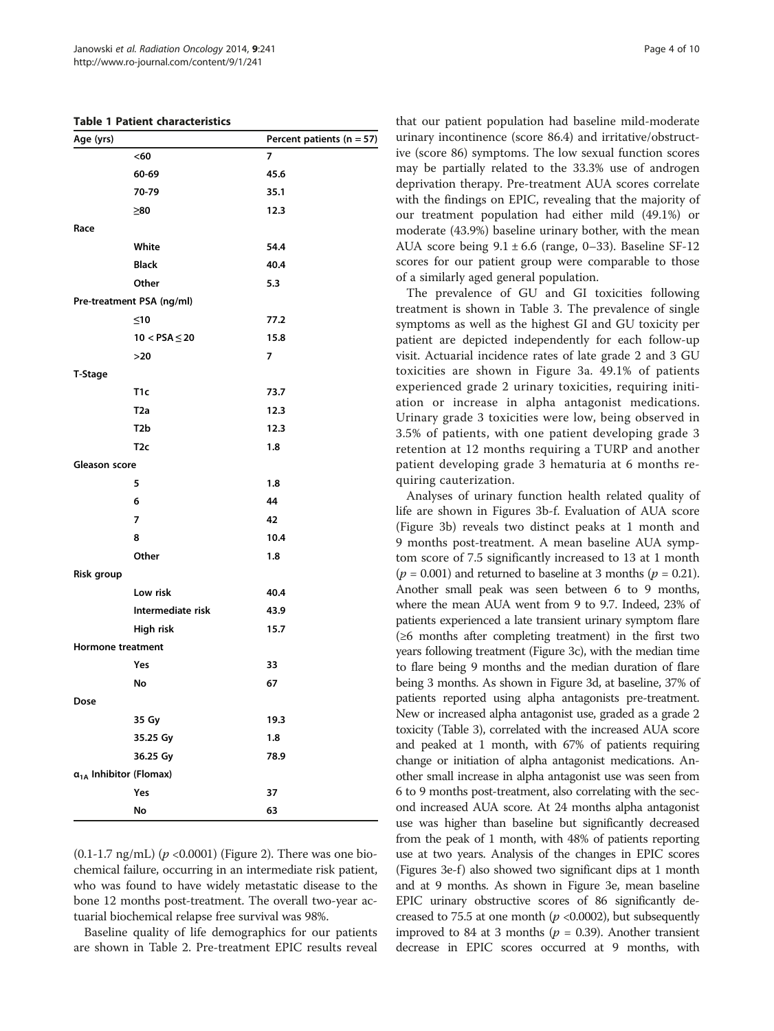**Table 1 Patient characteristics**

| Age (yrs) | | Percent patients (n = 57) |
|---|---|---|
| | <60 | 7 |
| | 60-69 | 45.6 |
| | 70-79 | 35.1 |
| | ≥80 | 12.3 |
| Race | | |
| | White | 54.4 |
| | Black | 40.4 |
| | Other | 5.3 |
| Pre-treatment PSA (ng/ml) | | |
| | ≤10 | 77.2 |
| | 10 < PSA ≤ 20 | 15.8 |
| | >20 | 7 |
| T-Stage | | |
| | T1c | 73.7 |
| | T2a | 12.3 |
| | T2b | 12.3 |
| | T2c | 1.8 |
| Gleason score | | |
| | 5 | 1.8 |
| | 6 | 44 |
| | 7 | 42 |
| | 8 | 10.4 |
| | Other | 1.8 |
| Risk group | | |
| | Low risk | 40.4 |
| | Intermediate risk | 43.9 |
| | High risk | 15.7 |
| Hormone treatment | | |
| | Yes | 33 |
| | No | 67 |
| Dose | | |
| | 35 Gy | 19.3 |
| | 35.25 Gy | 1.8 |
| | 36.25 Gy | 78.9 |
| $\alpha_{1A}$ Inhibitor (Flomax) | | |
| | Yes | 37 |
| | No | 63 |

(0.1-1.7 ng/mL) ($p$ <0.0001) (Figure 2). There was one biochemical failure, occurring in an intermediate risk patient, who was found to have widely metastatic disease to the bone 12 months post-treatment. The overall two-year actuarial biochemical relapse free survival was 98%.

Baseline quality of life demographics for our patients are shown in Table 2. Pre-treatment EPIC results reveal that our patient population had baseline mild-moderate urinary incontinence (score 86.4) and irritative/obstructive (score 86) symptoms. The low sexual function scores may be partially related to the 33.3% use of androgen deprivation therapy. Pre-treatment AUA scores correlate with the findings on EPIC, revealing that the majority of our treatment population had either mild (49.1%) or moderate (43.9%) baseline urinary bother, with the mean AUA score being 9.1 ± 6.6 (range, 0–33). Baseline SF-12 scores for our patient group were comparable to those of a similarly aged general population.

The prevalence of GU and GI toxicities following treatment is shown in Table 3. The prevalence of single symptoms as well as the highest GI and GU toxicity per patient are depicted independently for each follow-up visit. Actuarial incidence rates of late grade 2 and 3 GU toxicities are shown in Figure 3a. 49.1% of patients experienced grade 2 urinary toxicities, requiring initiation or increase in alpha antagonist medications. Urinary grade 3 toxicities were low, being observed in 3.5% of patients, with one patient developing grade 3 retention at 12 months requiring a TURP and another patient developing grade 3 hematuria at 6 months requiring cauterization.

Analyses of urinary function health related quality of life are shown in Figures 3b-f. Evaluation of AUA score (Figure 3b) reveals two distinct peaks at 1 month and 9 months post-treatment. A mean baseline AUA symptom score of 7.5 significantly increased to 13 at 1 month ($p$ = 0.001) and returned to baseline at 3 months ($p$ = 0.21). Another small peak was seen between 6 to 9 months, where the mean AUA went from 9 to 9.7. Indeed, 23% of patients experienced a late transient urinary symptom flare (≥6 months after completing treatment) in the first two years following treatment (Figure 3c), with the median time to flare being 9 months and the median duration of flare being 3 months. As shown in Figure 3d, at baseline, 37% of patients reported using alpha antagonists pre-treatment. New or increased alpha antagonist use, graded as a grade 2 toxicity (Table 3), correlated with the increased AUA score and peaked at 1 month, with 67% of patients requiring change or initiation of alpha antagonist medications. Another small increase in alpha antagonist use was seen from 6 to 9 months post-treatment, also correlating with the second increased AUA score. At 24 months alpha antagonist use was higher than baseline but significantly decreased from the peak of 1 month, with 48% of patients reporting use at two years. Analysis of the changes in EPIC scores (Figures 3e-f) also showed two significant dips at 1 month and at 9 months. As shown in Figure 3e, mean baseline EPIC urinary obstructive scores of 86 significantly decreased to 75.5 at one month ($p$ <0.0002), but subsequently improved to 84 at 3 months ($p$ = 0.39). Another transient decrease in EPIC scores occurred at 9 months, with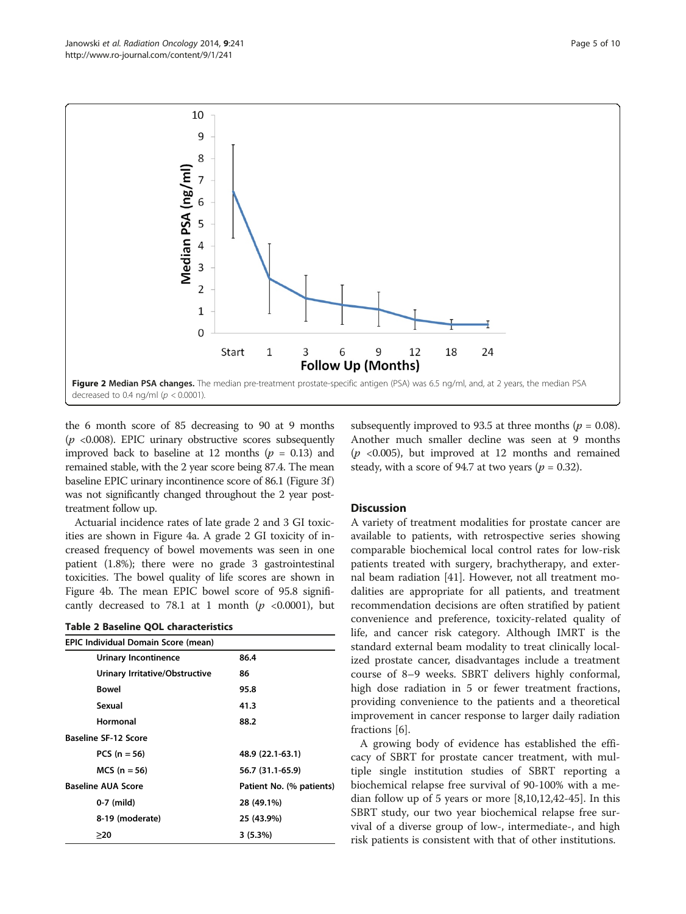Figure 2 Median PSA changes. The median pre-treatment prostate-specific antigen (PSA) was 6.5 ng/ml, and, at 2 years, the median PSA decreased to 0.4 ng/ml ($p < 0.0001$).

the 6 month score of 85 decreasing to 90 at 9 months ($p$ <0.008). EPIC urinary obstructive scores subsequently improved back to baseline at 12 months ($p$ = 0.13) and remained stable, with the 2 year score being 87.4. The mean baseline EPIC urinary incontinence score of 86.1 (Figure 3f) was not significantly changed throughout the 2 year post-treatment follow up.

Actuarial incidence rates of late grade 2 and 3 GI toxicities are shown in Figure 4a. A grade 2 GI toxicity of increased frequency of bowel movements was seen in one patient (1.8%); there were no grade 3 gastrointestinal toxicities. The bowel quality of life scores are shown in Figure 4b. The mean EPIC bowel score of 95.8 significantly decreased to 78.1 at 1 month ($p$ <0.0001), but subsequently improved to 93.5 at three months ($p$ = 0.08). Another much smaller decline was seen at 9 months ($p$ <0.005), but improved at 12 months and remained steady, with a score of 94.7 at two years ($p$ = 0.32).

**Table 2 Baseline QOL characteristics**

| EPIC Individual Domain Score (mean) | |
|---|---|
| Urinary Incontinence | 86.4 |
| Urinary Irritative/Obstructive | 86 |
| Bowel | 95.8 |
| Sexual | 41.3 |
| Hormonal | 88.2 |
| **Baseline SF-12 Score** | |
| PCS (n = 56) | 48.9 (22.1-63.1) |
| MCS (n = 56) | 56.7 (31.1-65.9) |
| **Baseline AUA Score** | **Patient No. (% patients)** |
| 0-7 (mild) | 28 (49.1%) |
| 8-19 (moderate) | 25 (43.9%) |
| ≥20 | 3 (5.3%) |

## Discussion

A variety of treatment modalities for prostate cancer are available to patients, with retrospective series showing comparable biochemical local control rates for low-risk patients treated with surgery, brachytherapy, and external beam radiation [41]. However, not all treatment modalities are appropriate for all patients, and treatment recommendation decisions are often stratified by patient convenience and preference, toxicity-related quality of life, and cancer risk category. Although IMRT is the standard external beam modality to treat clinically localized prostate cancer, disadvantages include a treatment course of 8–9 weeks. SBRT delivers highly conformal, high dose radiation in 5 or fewer treatment fractions, providing convenience to the patients and a theoretical improvement in cancer response to larger daily radiation fractions [6].

A growing body of evidence has established the efficacy of SBRT for prostate cancer treatment, with multiple single institution studies of SBRT reporting a biochemical relapse free survival of 90-100% with a median follow up of 5 years or more [8,10,12,42-45]. In this SBRT study, our two year biochemical relapse free survival of a diverse group of low-, intermediate-, and high risk patients is consistent with that of other institutions.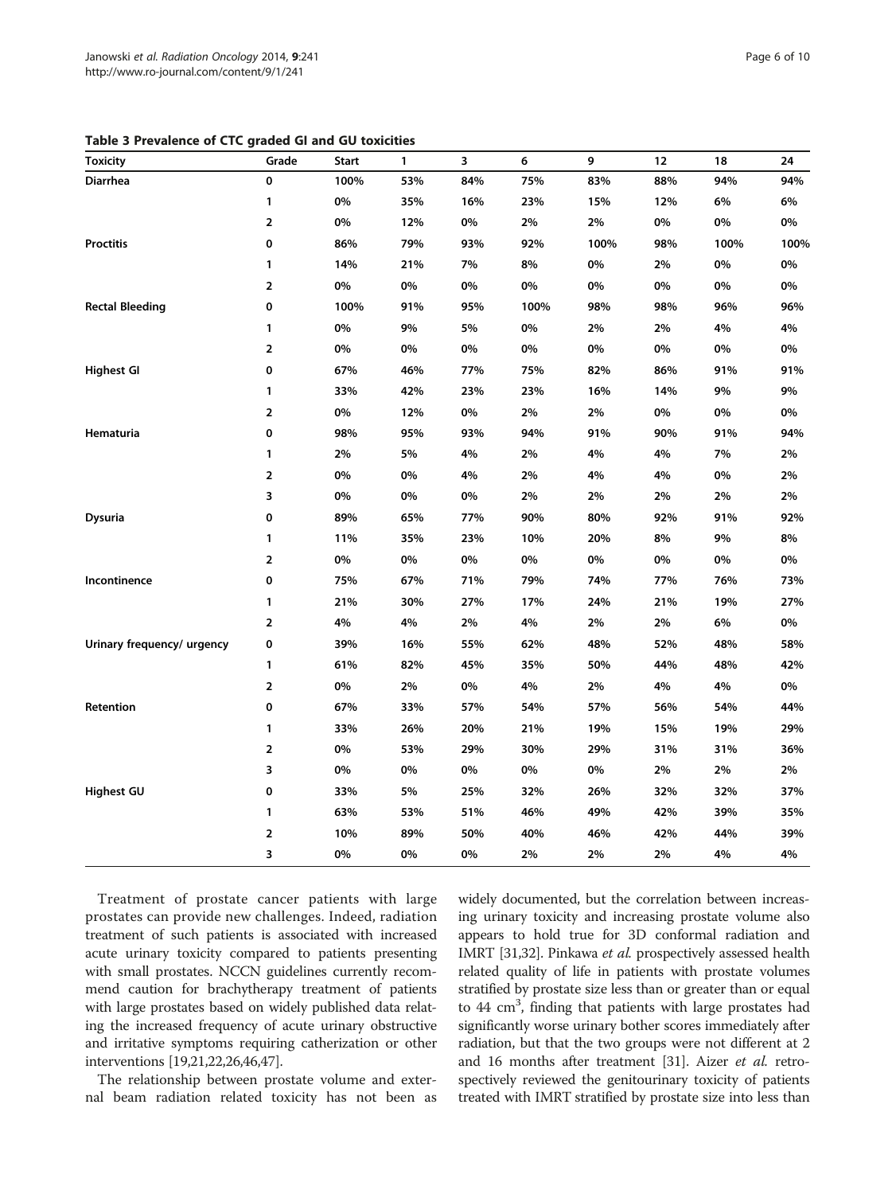**Table 3 Prevalence of CTC graded GI and GU toxicities**

| Toxicity | Grade | Start | 1 | 3 | 6 | 9 | 12 | 18 | 24 |
|---|---|---|---|---|---|---|---|---|---|
| **Diarrhea** | 0 | 100% | 53% | 84% | 75% | 83% | 88% | 94% | 94% |
| | 1 | 0% | 35% | 16% | 23% | 15% | 12% | 6% | 6% |
| | 2 | 0% | 12% | 0% | 2% | 2% | 0% | 0% | 0% |
| **Proctitis** | 0 | 86% | 79% | 93% | 92% | 100% | 98% | 100% | 100% |
| | 1 | 14% | 21% | 7% | 8% | 0% | 2% | 0% | 0% |
| | 2 | 0% | 0% | 0% | 0% | 0% | 0% | 0% | 0% |
| **Rectal Bleeding** | 0 | 100% | 91% | 95% | 100% | 98% | 98% | 96% | 96% |
| | 1 | 0% | 9% | 5% | 0% | 2% | 2% | 4% | 4% |
| | 2 | 0% | 0% | 0% | 0% | 0% | 0% | 0% | 0% |
| **Highest GI** | 0 | 67% | 46% | 77% | 75% | 82% | 86% | 91% | 91% |
| | 1 | 33% | 42% | 23% | 23% | 16% | 14% | 9% | 9% |
| | 2 | 0% | 12% | 0% | 2% | 2% | 0% | 0% | 0% |
| **Hematuria** | 0 | 98% | 95% | 93% | 94% | 91% | 90% | 91% | 94% |
| | 1 | 2% | 5% | 4% | 2% | 4% | 4% | 7% | 2% |
| | 2 | 0% | 0% | 4% | 2% | 4% | 4% | 0% | 2% |
| | 3 | 0% | 0% | 0% | 2% | 2% | 2% | 2% | 2% |
| **Dysuria** | 0 | 89% | 65% | 77% | 90% | 80% | 92% | 91% | 92% |
| | 1 | 11% | 35% | 23% | 10% | 20% | 8% | 9% | 8% |
| | 2 | 0% | 0% | 0% | 0% | 0% | 0% | 0% | 0% |
| **Incontinence** | 0 | 75% | 67% | 71% | 79% | 74% | 77% | 76% | 73% |
| | 1 | 21% | 30% | 27% | 17% | 24% | 21% | 19% | 27% |
| | 2 | 4% | 4% | 2% | 4% | 2% | 2% | 6% | 0% |
| **Urinary frequency/ urgency** | 0 | 39% | 16% | 55% | 62% | 48% | 52% | 48% | 58% |
| | 1 | 61% | 82% | 45% | 35% | 50% | 44% | 48% | 42% |
| | 2 | 0% | 2% | 0% | 4% | 2% | 4% | 4% | 0% |
| **Retention** | 0 | 67% | 33% | 57% | 54% | 57% | 56% | 54% | 44% |
| | 1 | 33% | 26% | 20% | 21% | 19% | 15% | 19% | 29% |
| | 2 | 0% | 53% | 29% | 30% | 29% | 31% | 31% | 36% |
| | 3 | 0% | 0% | 0% | 0% | 0% | 2% | 2% | 2% |
| **Highest GU** | 0 | 33% | 5% | 25% | 32% | 26% | 32% | 32% | 37% |
| | 1 | 63% | 53% | 51% | 46% | 49% | 42% | 39% | 35% |
| | 2 | 10% | 89% | 50% | 40% | 46% | 42% | 44% | 39% |
| | 3 | 0% | 0% | 0% | 2% | 2% | 2% | 4% | 4% |

Treatment of prostate cancer patients with large prostates can provide new challenges. Indeed, radiation treatment of such patients is associated with increased acute urinary toxicity compared to patients presenting with small prostates. NCCN guidelines currently recommend caution for brachytherapy treatment of patients with large prostates based on widely published data relating the increased frequency of acute urinary obstructive and irritative symptoms requiring catherization or other interventions [19,21,22,26,46,47].

The relationship between prostate volume and external beam radiation related toxicity has not been as widely documented, but the correlation between increasing urinary toxicity and increasing prostate volume also appears to hold true for 3D conformal radiation and IMRT [31,32]. Pinkawa *et al.* prospectively assessed health related quality of life in patients with prostate volumes stratified by prostate size less than or greater than or equal to 44 $cm^3$, finding that patients with large prostates had significantly worse urinary bother scores immediately after radiation, but that the two groups were not different at 2 and 16 months after treatment [31]. Aizer *et al.* retrospectively reviewed the genitourinary toxicity of patients treated with IMRT stratified by prostate size into less than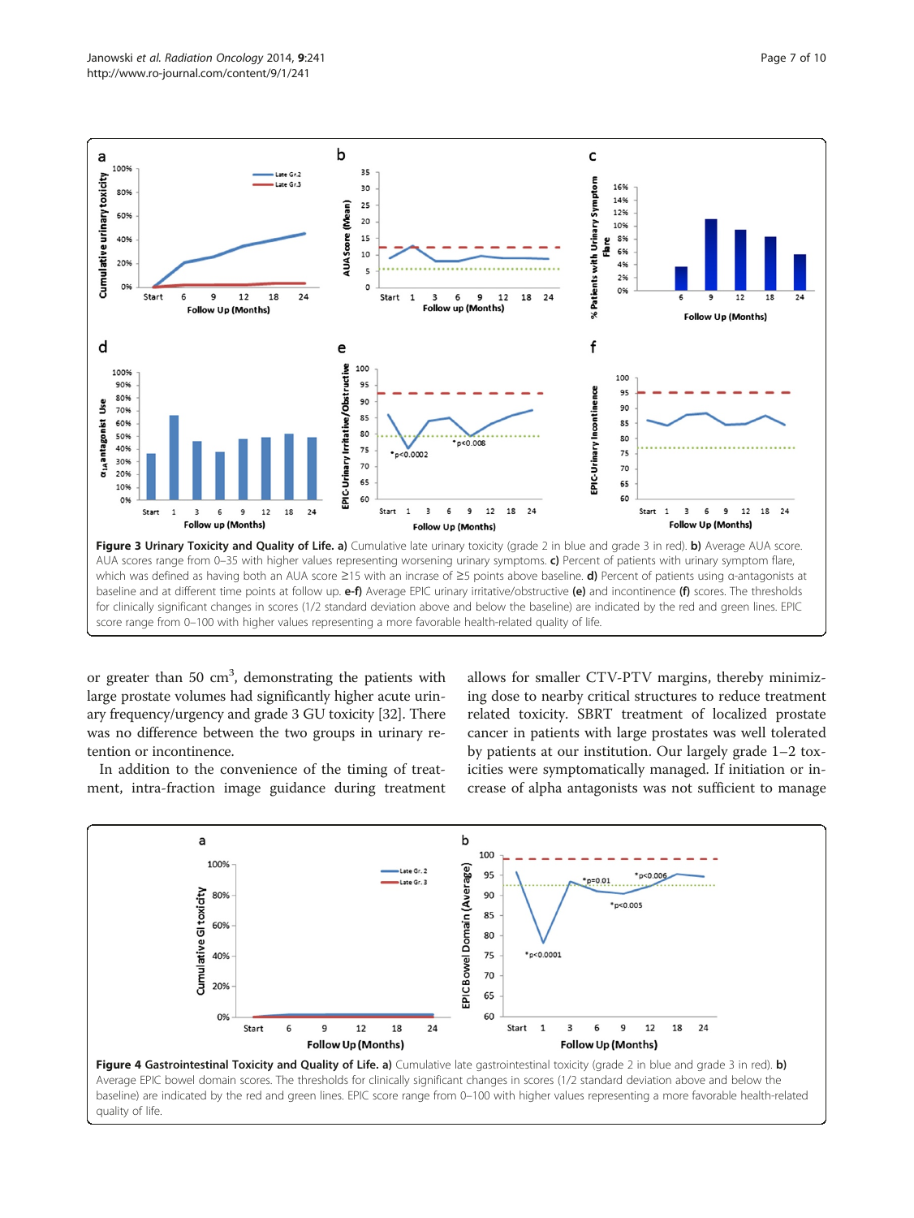**Figure 3 Urinary Toxicity and Quality of Life. a)** Cumulative late urinary toxicity (grade 2 in blue and grade 3 in red). **b)** Average AUA score. AUA scores range from 0–35 with higher values representing worsening urinary symptoms. **c)** Percent of patients with urinary symptom flare, which was defined as having both an AUA score ≥15 with an incrase of ≥5 points above baseline. **d)** Percent of patients using α-antagonists at baseline and at different time points at follow up. **e-f)** Average EPIC urinary irritative/obstructive **(e)** and incontinence **(f)** scores. The thresholds for clinically significant changes in scores (1/2 standard deviation above and below the baseline) are indicated by the red and green lines. EPIC score range from 0–100 with higher values representing a more favorable health-related quality of life.

or greater than 50 cm$^3$, demonstrating the patients with large prostate volumes had significantly higher acute urinary frequency/urgency and grade 3 GU toxicity [32]. There was no difference between the two groups in urinary retention or incontinence.

In addition to the convenience of the timing of treatment, intra-fraction image guidance during treatment allows for smaller CTV-PTV margins, thereby minimizing dose to nearby critical structures to reduce treatment related toxicity. SBRT treatment of localized prostate cancer in patients with large prostates was well tolerated by patients at our institution. Our largely grade 1–2 toxicities were symptomatically managed. If initiation or increase of alpha antagonists was not sufficient to manage

**Figure 4 Gastrointestinal Toxicity and Quality of Life. a)** Cumulative late gastrointestinal toxicity (grade 2 in blue and grade 3 in red). **b)** Average EPIC bowel domain scores. The thresholds for clinically significant changes in scores (1/2 standard deviation above and below the baseline) are indicated by the red and green lines. EPIC score range from 0–100 with higher values representing a more favorable health-related quality of life.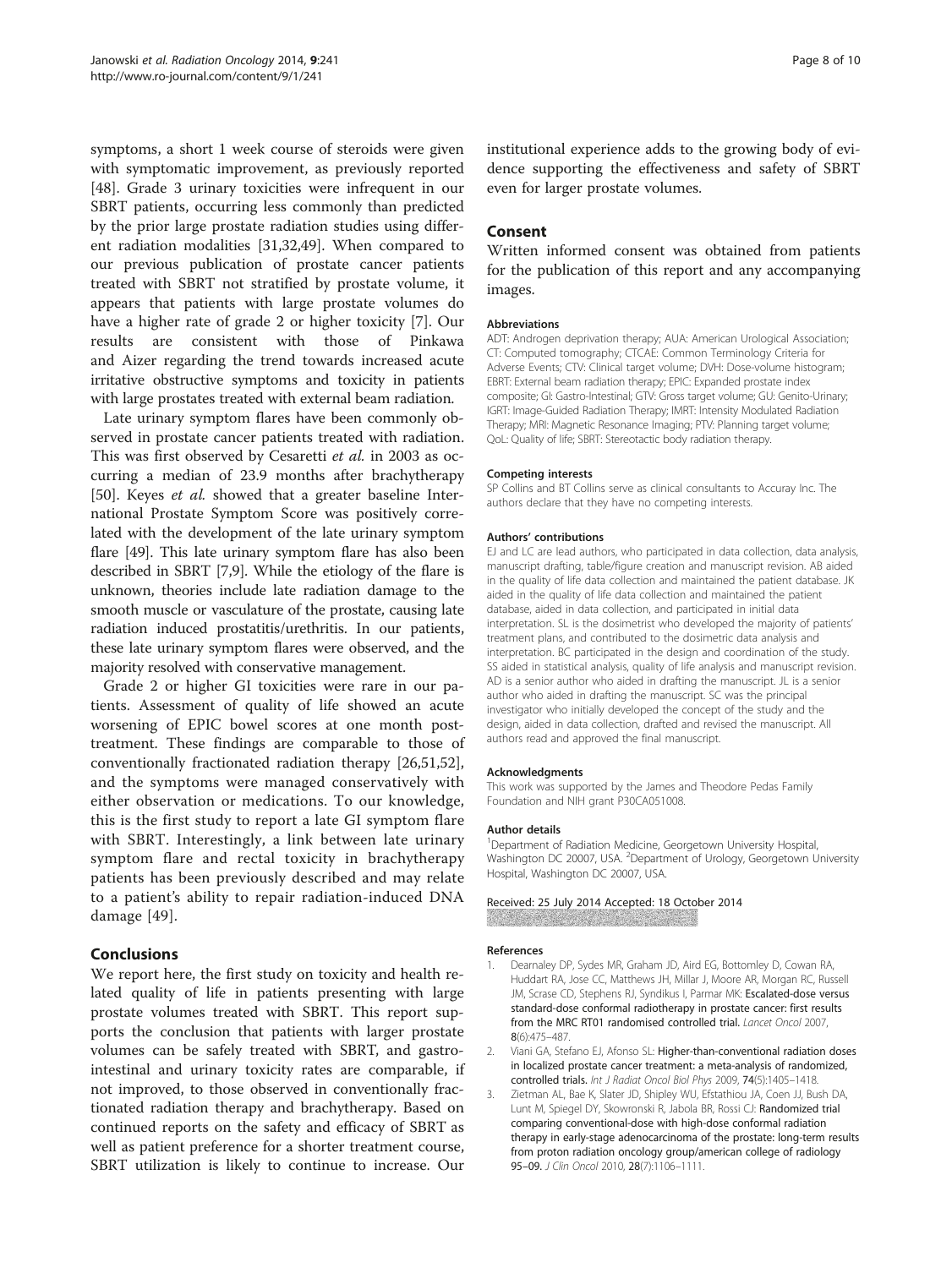symptoms, a short 1 week course of steroids were given with symptomatic improvement, as previously reported [48]. Grade 3 urinary toxicities were infrequent in our SBRT patients, occurring less commonly than predicted by the prior large prostate radiation studies using different radiation modalities [31,32,49]. When compared to our previous publication of prostate cancer patients treated with SBRT not stratified by prostate volume, it appears that patients with large prostate volumes do have a higher rate of grade 2 or higher toxicity [7]. Our results are consistent with those of Pinkawa and Aizer regarding the trend towards increased acute irritative obstructive symptoms and toxicity in patients with large prostates treated with external beam radiation.

Late urinary symptom flares have been commonly observed in prostate cancer patients treated with radiation. This was first observed by Cesaretti *et al.* in 2003 as occurring a median of 23.9 months after brachytherapy [50]. Keyes *et al.* showed that a greater baseline International Prostate Symptom Score was positively correlated with the development of the late urinary symptom flare [49]. This late urinary symptom flare has also been described in SBRT [7,9]. While the etiology of the flare is unknown, theories include late radiation damage to the smooth muscle or vasculature of the prostate, causing late radiation induced prostatitis/urethritis. In our patients, these late urinary symptom flares were observed, and the majority resolved with conservative management.

Grade 2 or higher GI toxicities were rare in our patients. Assessment of quality of life showed an acute worsening of EPIC bowel scores at one month post-treatment. These findings are comparable to those of conventionally fractionated radiation therapy [26,51,52], and the symptoms were managed conservatively with either observation or medications. To our knowledge, this is the first study to report a late GI symptom flare with SBRT. Interestingly, a link between late urinary symptom flare and rectal toxicity in brachytherapy patients has been previously described and may relate to a patient's ability to repair radiation-induced DNA damage [49].

## Conclusions

We report here, the first study on toxicity and health related quality of life in patients presenting with large prostate volumes treated with SBRT. This report supports the conclusion that patients with larger prostate volumes can be safely treated with SBRT, and gastrointestinal and urinary toxicity rates are comparable, if not improved, to those observed in conventionally fractionated radiation therapy and brachytherapy. Based on continued reports on the safety and efficacy of SBRT as well as patient preference for a shorter treatment course, SBRT utilization is likely to continue to increase. Our institutional experience adds to the growing body of evidence supporting the effectiveness and safety of SBRT even for larger prostate volumes.

## Consent

Written informed consent was obtained from patients for the publication of this report and any accompanying images.

#### Abbreviations

ADT: Androgen deprivation therapy; AUA: American Urological Association; CT: Computed tomography; CTCAE: Common Terminology Criteria for Adverse Events; CTV: Clinical target volume; DVH: Dose-volume histogram; EBRT: External beam radiation therapy; EPIC: Expanded prostate index composite; GI: Gastro-Intestinal; GTV: Gross target volume; GU: Genito-Urinary; IGRT: Image-Guided Radiation Therapy; IMRT: Intensity Modulated Radiation Therapy; MRI: Magnetic Resonance Imaging; PTV: Planning target volume; QoL: Quality of life; SBRT: Stereotactic body radiation therapy.

#### Competing interests

SP Collins and BT Collins serve as clinical consultants to Accuray Inc. The authors declare that they have no competing interests.

#### Authors' contributions

EJ and LC are lead authors, who participated in data collection, data analysis, manuscript drafting, table/figure creation and manuscript revision. AB aided in the quality of life data collection and maintained the patient database. JK aided in the quality of life data collection and maintained the patient database, aided in data collection, and participated in initial data interpretation. SL is the dosimetrist who developed the majority of patients' treatment plans, and contributed to the dosimetric data analysis and interpretation. BC participated in the design and coordination of the study. SS aided in statistical analysis, quality of life analysis and manuscript revision. AD is a senior author who aided in drafting the manuscript. JL is a senior author who aided in drafting the manuscript. SC was the principal investigator who initially developed the concept of the study and the design, aided in data collection, drafted and revised the manuscript. All authors read and approved the final manuscript.

#### Acknowledgments

This work was supported by the James and Theodore Pedas Family Foundation and NIH grant P30CA051008.

#### Author details

[1]Department of Radiation Medicine, Georgetown University Hospital, Washington DC 20007, USA. [2]Department of Urology, Georgetown University Hospital, Washington DC 20007, USA.

Received: 25 July 2014 Accepted: 18 October 2014

#### References

1. Dearnaley DP, Sydes MR, Graham JD, Aird EG, Bottomley D, Cowan RA, Huddart RA, Jose CC, Matthews JH, Millar J, Moore AR, Morgan RC, Russell JM, Scrase CD, Stephens RJ, Syndikus I, Parmar MK: **Escalated-dose versus standard-dose conformal radiotherapy in prostate cancer: first results from the MRC RT01 randomised controlled trial.** *Lancet Oncol* 2007, **8**(6):475–487.
2. Viani GA, Stefano EJ, Afonso SL: **Higher-than-conventional radiation doses in localized prostate cancer treatment: a meta-analysis of randomized, controlled trials.** *Int J Radiat Oncol Biol Phys* 2009, **74**(5):1405–1418.
3. Zietman AL, Bae K, Slater JD, Shipley WU, Efstathiou JA, Coen JJ, Bush DA, Lunt M, Spiegel DY, Skowronski R, Jabola BR, Rossi CJ: **Randomized trial comparing conventional-dose with high-dose conformal radiation therapy in early-stage adenocarcinoma of the prostate: long-term results from proton radiation oncology group/american college of radiology 95–09.** *J Clin Oncol* 2010, **28**(7):1106–1111.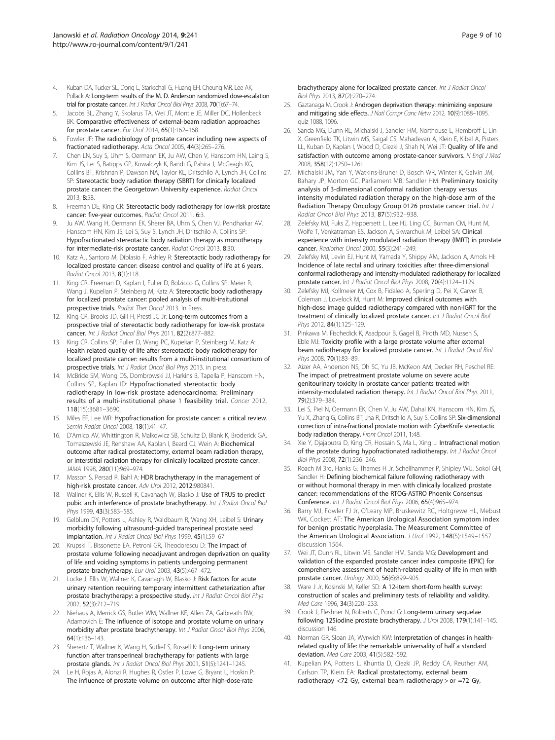4. Kuban DA, Tucker SL, Dong L, Starkschall G, Huang EH, Cheung MR, Lee AK, Pollack A: **Long-term results of the M. D. Anderson randomized dose-escalation trial for prostate cancer.** *Int J Radiat Oncol Biol Phys* 2008, **70**(1):67–74.
5. Jacobs BL, Zhang Y, Skolarus TA, Wei JT, Montie JE, Miller DC, Hollenbeck BK: **Comparative effectiveness of external-beam radiation approaches for prostate cancer.** *Eur Urol* 2014, **65**(1):162–168.
6. Fowler JF: **The radiobiology of prostate cancer including new aspects of fractionated radiotherapy.** *Acta Oncol* 2005, **44**(3):265–276.
7. Chen LN, Suy S, Uhm S, Oermann EK, Ju AW, Chen V, Hanscom HN, Laing S, Kim JS, Lei S, Batipps GP, Kowalczyk K, Bandi G, Pahira J, McGeagh KG, Collins BT, Krishnan P, Dawson NA, Taylor KL, Dritschilo A, Lynch JH, Collins SP: **Stereotactic body radiation therapy (SBRT) for clinically localized prostate cancer: the Georgetown University experience.** *Radiat Oncol* 2013, **8**:58.
8. Freeman DE, King CR: **Stereotactic body radiotherapy for low-risk prostate cancer: five-year outcomes.** *Radiat Oncol* 2011, **6**:3.
9. Ju AW, Wang H, Oermann EK, Sherer BA, Uhm S, Chen VJ, Pendharkar AV, Hanscom HN, Kim JS, Lei S, Suy S, Lynch JH, Dritschilo A, Collins SP: **Hypofractionated stereotactic body radiation therapy as monotherapy for intermediate-risk prostate cancer.** *Radiat Oncol* 2013, **8**:30.
10. Katz AJ, Santoro M, Diblasio F, Ashley R: **Stereotactic body radiotherapy for localized prostate cancer: disease control and quality of life at 6 years.** *Radiat Oncol* 2013, **8**(1):118.
11. King CR, Freeman D, Kaplan I, Fuller D, Bolzicco G, Collins SP, Meier R, Wang J, Kupelian P, Steinberg M, Katz A: **Stereotactic body radiotherapy for localized prostate cancer: pooled analysis of multi-insitutional prospective trials.** *Radiat Ther Oncol* 2013. In Press.
12. King CR, Brooks JD, Gill H, Presti JC Jr: **Long-term outcomes from a prospective trial of stereotactic body radiotherapy for low-risk prostate cancer.** *Int J Radiat Oncol Biol Phys* 2011, **82**(2):877–882.
13. King CR, Collins SP, Fuller D, Wang PC, Kupelian P, Steinberg M, Katz A: **Health related quality of life after stereotactic body radiotherapy for localized prostate cancer: results from a multi-institutional consortium of prospective trials.** *Int J Radiat Oncol Biol Phys* 2013. in press.
14. McBride SM, Wong DS, Dombrowski JJ, Harkins B, Tapella P, Hanscom HN, Collins SP, Kaplan ID: **Hypofractionated stereotactic body radiotherapy in low-risk prostate adenocarcinoma: Preliminary results of a multi-institutional phase 1 feasibility trial.** *Cancer* 2012, **118**(15):3681–3690.
15. Miles EF, Lee WR: **Hypofractionation for prostate cancer: a critical review.** *Semin Radiat Oncol* 2008, **18**(1):41–47.
16. D'Amico AV, Whittington R, Malkowicz SB, Schultz D, Blank K, Broderick GA, Tomaszewski JE, Renshaw AA, Kaplan I, Beard CJ, Wein A: **Biochemical outcome after radical prostatectomy, external beam radiation therapy, or interstitial radiation therapy for clinically localized prostate cancer.** *JAMA* 1998, **280**(11):969–974.
17. Masson S, Persad R, Bahl A: **HDR brachytherapy in the management of high-risk prostate cancer.** *Adv Urol* 2012, **2012**:980841.
18. Wallner K, Ellis W, Russell K, Cavanagh W, Blasko J: **Use of TRUS to predict pubic arch interference of prostate brachytherapy.** *Int J Radiat Oncol Biol Phys* 1999, **43**(3):583–585.
19. Gelblum DY, Potters L, Ashley R, Waldbaum R, Wang XH, Leibel S: **Urinary morbidity following ultrasound-guided transperineal prostate seed implantation.** *Int J Radiat Oncol Biol Phys* 1999, **45**(1):59–67.
20. Krupski T, Bissonette EA, Petroni GR, Theodorescu D: **The impact of prostate volume following neoadjuvant androgen deprivation on quality of life and voiding symptoms in patients undergoing permanent prostate brachytherapy.** *Eur Urol* 2003, **43**(5):467–472.
21. Locke J, Ellis W, Wallner K, Cavanagh W, Blasko J: **Risk factors for acute urinary retention requiring temporary intermittent catheterization after prostate brachytherapy: a prospective study.** *Int J Radiat Oncol Biol Phys* 2002, **52**(3):712–719.
22. Niehaus A, Merrick GS, Butler WM, Wallner KE, Allen ZA, Galbreath RW, Adamovich E: **The influence of isotope and prostate volume on urinary morbidity after prostate brachytherapy.** *Int J Radiat Oncol Biol Phys* 2006, **64**(1):136–143.
23. Sherertz T, Wallner K, Wang H, Sutlief S, Russell K: **Long-term urinary function after transperineal brachytherapy for patients with large prostate glands.** *Int J Radiat Oncol Biol Phys* 2001, **51**(5):1241–1245.
24. Le H, Rojas A, Alonzi R, Hughes R, Ostler P, Lowe G, Bryant L, Hoskin P: **The influence of prostate volume on outcome after high-dose-rate brachytherapy alone for localized prostate cancer.** *Int J Radiat Oncol Biol Phys* 2013, **87**(2):270–274.
25. Gaztanaga M, Crook J: **Androgen deprivation therapy: minimizing exposure and mitigating side effects.** *J Natl Compr Canc Netw* 2012, **10**(9):1088–1095. quiz 1088, 1096.
26. Sanda MG, Dunn RL, Michalski J, Sandler HM, Northouse L, Hembroff L, Lin X, Greenfield TK, Litwin MS, Saigal CS, Mahadevan A, Klein E, Kibel A, Pisters LL, Kuban D, Kaplan I, Wood D, Ciezki J, Shah N, Wei JT: **Quality of life and satisfaction with outcome among prostate-cancer survivors.** *N Engl J Med* 2008, **358**(12):1250–1261.
27. Michalski JM, Yan Y, Watkins-Bruner D, Bosch WR, Winter K, Galvin JM, Bahary JP, Morton GC, Parliament MB, Sandler HM: **Preliminary toxicity analysis of 3-dimensional conformal radiation therapy versus intensity modulated radiation therapy on the high-dose arm of the Radiation Therapy Oncology Group 0126 prostate cancer trial.** *Int J Radiat Oncol Biol Phys* 2013, **87**(5):932–938.
28. Zelefsky MJ, Fuks Z, Happersett L, Lee HJ, Ling CC, Burman CM, Hunt M, Wolfe T, Venkatraman ES, Jackson A, Skwarchuk M, Leibel SA: **Clinical experience with intensity modulated radiation therapy (IMRT) in prostate cancer.** *Radiother Oncol* 2000, **55**(3):241–249.
29. Zelefsky MJ, Levin EJ, Hunt M, Yamada Y, Shippy AM, Jackson A, Amols HI: **Incidence of late rectal and urinary toxicities after three-dimensional conformal radiotherapy and intensity-modulated radiotherapy for localized prostate cancer.** *Int J Radiat Oncol Biol Phys* 2008, **70**(4):1124–1129.
30. Zelefsky MJ, Kollmeier M, Cox B, Fidaleo A, Sperling D, Pei X, Carver B, Coleman J, Lovelock M, Hunt M: **Improved clinical outcomes with high-dose image guided radiotherapy compared with non-IGRT for the treatment of clinically localized prostate cancer.** *Int J Radiat Oncol Biol Phys* 2012, **84**(1):125–129.
31. Pinkawa M, Fischedick K, Asadpour B, Gagel B, Piroth MD, Nussen S, Eble MJ: **Toxicity profile with a large prostate volume after external beam radiotherapy for localized prostate cancer.** *Int J Radiat Oncol Biol Phys* 2008, **70**(1):83–89.
32. Aizer AA, Anderson NS, Oh SC, Yu JB, McKeon AM, Decker RH, Peschel RE: **The impact of pretreatment prostate volume on severe acute genitourinary toxicity in prostate cancer patients treated with intensity-modulated radiation therapy.** *Int J Radiat Oncol Biol Phys* 2011, **79**(2):379–384.
33. Lei S, Piel N, Oermann EK, Chen V, Ju AW, Dahal KN, Hanscom HN, Kim JS, Yu X, Zhang G, Collins BT, Jha R, Dritschilo A, Suy S, Collins SP: **Six-dimensional correction of intra-fractional prostate motion with CyberKnife stereotactic body radiation therapy.** *Front Oncol* 2011, **1**:48.
34. Xie Y, Djajaputra D, King CR, Hossain S, Ma L, Xing L: **Intrafractional motion of the prostate during hypofractionated radiotherapy.** *Int J Radiat Oncol Biol Phys* 2008, **72**(1):236–246.
35. Roach M 3rd, Hanks G, Thames H Jr, Schellhammer P, Shipley WU, Sokol GH, Sandler H: **Defining biochemical failure following radiotherapy with or without hormonal therapy in men with clinically localized prostate cancer: recommendations of the RTOG-ASTRO Phoenix Consensus Conference.** *Int J Radiat Oncol Biol Phys* 2006, **65**(4):965–974.
36. Barry MJ, Fowler FJ Jr, O'Leary MP, Bruskewitz RC, Holtgrewe HL, Mebust WK, Cockett AT: **The American Urological Association symptom index for benign prostatic hyperplasia. The Measurement Committee of the American Urological Association.** *J Urol* 1992, **148**(5):1549–1557. discussion 1564.
37. Wei JT, Dunn RL, Litwin MS, Sandler HM, Sanda MG: **Development and validation of the expanded prostate cancer index composite (EPIC) for comprehensive assessment of health-related quality of life in men with prostate cancer.** *Urology* 2000, **56**(6):899–905.
38. Ware J Jr, Kosinski M, Keller SD: **A 12-item short-form health survey: construction of scales and preliminary tests of reliability and validity.** *Med Care* 1996, **34**(3):220–233.
39. Crook J, Fleshner N, Roberts C, Pond G: **Long-term urinary sequelae following 125iodine prostate brachytherapy.** *J Urol* 2008, **179**(1):141–145. discussion 146.
40. Norman GR, Sloan JA, Wyrwich KW: **Interpretation of changes in health-related quality of life: the remarkable universality of half a standard deviation.** *Med Care* 2003, **41**(5):582–592.
41. Kupelian PA, Potters L, Khuntia D, Ciezki JP, Reddy CA, Reuther AM, Carlson TP, Klein EA: **Radical prostatectomy, external beam radiotherapy <72 Gy, external beam radiotherapy > or =72 Gy,**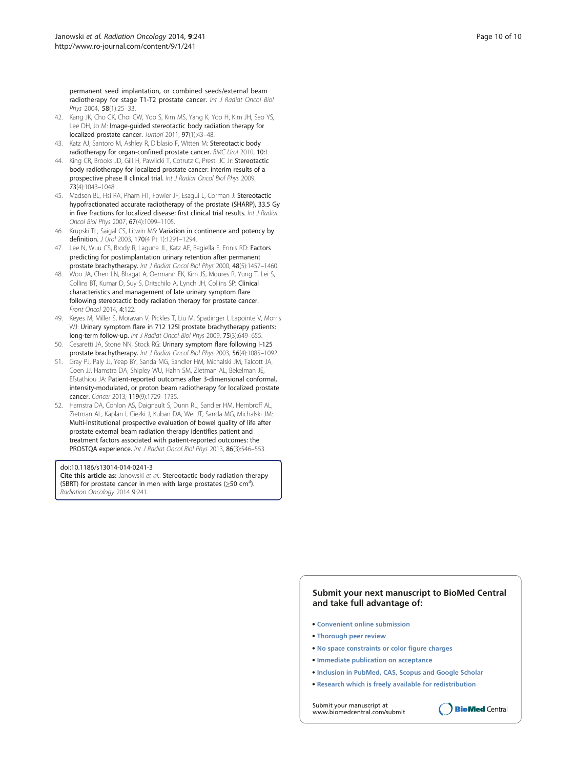permanent seed implantation, or combined seeds/external beam radiotherapy for stage T1-T2 prostate cancer. *Int J Radiat Oncol Biol Phys* 2004, **58**(1):25–33.

42. Kang JK, Cho CK, Choi CW, Yoo S, Kim MS, Yang K, Yoo H, Kim JH, Seo YS, Lee DH, Jo M: **Image-guided stereotactic body radiation therapy for localized prostate cancer.** *Tumori* 2011, **97**(1):43–48.
43. Katz AJ, Santoro M, Ashley R, Diblasio F, Witten M: **Stereotactic body radiotherapy for organ-confined prostate cancer.** *BMC Urol* 2010, **10**:1.
44. King CR, Brooks JD, Gill H, Pawlicki T, Cotrutz C, Presti JC Jr: **Stereotactic body radiotherapy for localized prostate cancer: interim results of a prospective phase II clinical trial.** *Int J Radiat Oncol Biol Phys* 2009, **73**(4):1043–1048.
45. Madsen BL, Hsi RA, Pham HT, Fowler JF, Esagui L, Corman J: **Stereotactic hypofractionated accurate radiotherapy of the prostate (SHARP), 33.5 Gy in five fractions for localized disease: first clinical trial results.** *Int J Radiat Oncol Biol Phys* 2007, **67**(4):1099–1105.
46. Krupski TL, Saigal CS, Litwin MS: **Variation in continence and potency by definition.** *J Urol* 2003, **170**(4 Pt 1):1291–1294.
47. Lee N, Wuu CS, Brody R, Laguna JL, Katz AE, Bagiella E, Ennis RD: **Factors predicting for postimplantation urinary retention after permanent prostate brachytherapy.** *Int J Radiat Oncol Biol Phys* 2000, **48**(5):1457–1460.
48. Woo JA, Chen LN, Bhagat A, Oermann EK, Kim JS, Moures R, Yung T, Lei S, Collins BT, Kumar D, Suy S, Dritschilo A, Lynch JH, Collins SP: **Clinical characteristics and management of late urinary symptom flare following stereotactic body radiation therapy for prostate cancer.** *Front Oncol* 2014, **4**:122.
49. Keyes M, Miller S, Moravan V, Pickles T, Liu M, Spadinger I, Lapointe V, Morris WJ: **Urinary symptom flare in 712 125I prostate brachytherapy patients: long-term follow-up.** *Int J Radiat Oncol Biol Phys* 2009, **75**(3):649–655.
50. Cesaretti JA, Stone NN, Stock RG: **Urinary symptom flare following I-125 prostate brachytherapy.** *Int J Radiat Oncol Biol Phys* 2003, **56**(4):1085–1092.
51. Gray PJ, Paly JJ, Yeap BY, Sanda MG, Sandler HM, Michalski JM, Talcott JA, Coen JJ, Hamstra DA, Shipley WU, Hahn SM, Zietman AL, Bekelman JE, Efstathiou JA: **Patient-reported outcomes after 3-dimensional conformal, intensity-modulated, or proton beam radiotherapy for localized prostate cancer.** *Cancer* 2013, **119**(9):1729–1735.
52. Hamstra DA, Conlon AS, Daignault S, Dunn RL, Sandler HM, Hembroff AL, Zietman AL, Kaplan I, Ciezki J, Kuban DA, Wei JT, Sanda MG, Michalski JM: **Multi-institutional prospective evaluation of bowel quality of life after prostate external beam radiation therapy identifies patient and treatment factors associated with patient-reported outcomes: the PROSTQA experience.** *Int J Radiat Oncol Biol Phys* 2013, **86**(3):546–553.

doi:10.1186/s13014-014-0241-3
**Cite this article as:** Janowski *et al.*: Stereotactic body radiation therapy (SBRT) for prostate cancer in men with large prostates (≥50 cm$^3$). *Radiation Oncology* 2014 **9**:241.

**Submit your next manuscript to BioMed Central and take full advantage of:**

- Convenient online submission
- Thorough peer review
- No space constraints or color figure charges
- Immediate publication on acceptance
- Inclusion in PubMed, CAS, Scopus and Google Scholar
- Research which is freely available for redistribution

Submit your manuscript at
www.biomedcentral.com/submit

BioMed Central